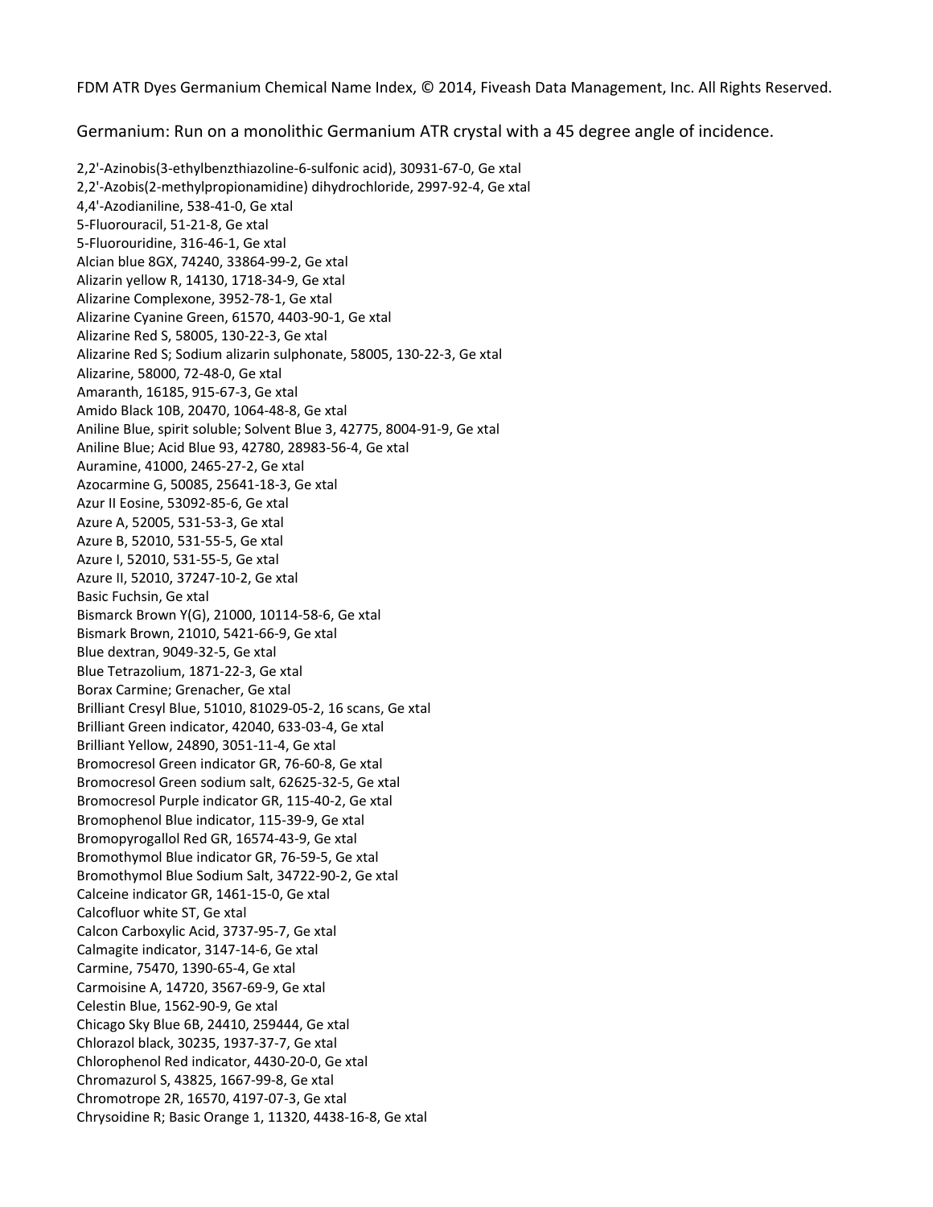FDM ATR Dyes Germanium Chemical Name Index, © 2014, Fiveash Data Management, Inc. All Rights Reserved.

Germanium: Run on a monolithic Germanium ATR crystal with a 45 degree angle of incidence.

2,2'-Azinobis(3-ethylbenzthiazoline-6-sulfonic acid), 30931-67-0, Ge xtal
2,2'-Azobis(2-methylpropionamidine) dihydrochloride, 2997-92-4, Ge xtal
4,4'-Azodianiline, 538-41-0, Ge xtal
5-Fluorouracil, 51-21-8, Ge xtal
5-Fluorouridine, 316-46-1, Ge xtal
Alcian blue 8GX, 74240, 33864-99-2, Ge xtal
Alizarin yellow R, 14130, 1718-34-9, Ge xtal
Alizarine Complexone, 3952-78-1, Ge xtal
Alizarine Cyanine Green, 61570, 4403-90-1, Ge xtal
Alizarine Red S, 58005, 130-22-3, Ge xtal
Alizarine Red S; Sodium alizarin sulphonate, 58005, 130-22-3, Ge xtal
Alizarine, 58000, 72-48-0, Ge xtal
Amaranth, 16185, 915-67-3, Ge xtal
Amido Black 10B, 20470, 1064-48-8, Ge xtal
Aniline Blue, spirit soluble; Solvent Blue 3, 42775, 8004-91-9, Ge xtal
Aniline Blue; Acid Blue 93, 42780, 28983-56-4, Ge xtal
Auramine, 41000, 2465-27-2, Ge xtal
Azocarmine G, 50085, 25641-18-3, Ge xtal
Azur II Eosine, 53092-85-6, Ge xtal
Azure A, 52005, 531-53-3, Ge xtal
Azure B, 52010, 531-55-5, Ge xtal
Azure I, 52010, 531-55-5, Ge xtal
Azure II, 52010, 37247-10-2, Ge xtal
Basic Fuchsin, Ge xtal
Bismarck Brown Y(G), 21000, 10114-58-6, Ge xtal
Bismark Brown, 21010, 5421-66-9, Ge xtal
Blue dextran, 9049-32-5, Ge xtal
Blue Tetrazolium, 1871-22-3, Ge xtal
Borax Carmine; Grenacher, Ge xtal
Brilliant Cresyl Blue, 51010, 81029-05-2, 16 scans, Ge xtal
Brilliant Green indicator, 42040, 633-03-4, Ge xtal
Brilliant Yellow, 24890, 3051-11-4, Ge xtal
Bromocresol Green indicator GR, 76-60-8, Ge xtal
Bromocresol Green sodium salt, 62625-32-5, Ge xtal
Bromocresol Purple indicator GR, 115-40-2, Ge xtal
Bromophenol Blue indicator, 115-39-9, Ge xtal
Bromopyrogallol Red GR, 16574-43-9, Ge xtal
Bromothymol Blue indicator GR, 76-59-5, Ge xtal
Bromothymol Blue Sodium Salt, 34722-90-2, Ge xtal
Calceine indicator GR, 1461-15-0, Ge xtal
Calcofluor white ST, Ge xtal
Calcon Carboxylic Acid, 3737-95-7, Ge xtal
Calmagite indicator, 3147-14-6, Ge xtal
Carmine, 75470, 1390-65-4, Ge xtal
Carmoisine A, 14720, 3567-69-9, Ge xtal
Celestin Blue, 1562-90-9, Ge xtal
Chicago Sky Blue 6B, 24410, 259444, Ge xtal
Chlorazol black, 30235, 1937-37-7, Ge xtal
Chlorophenol Red indicator, 4430-20-0, Ge xtal
Chromazurol S, 43825, 1667-99-8, Ge xtal
Chromotrope 2R, 16570, 4197-07-3, Ge xtal
Chrysoidine R; Basic Orange 1, 11320, 4438-16-8, Ge xtal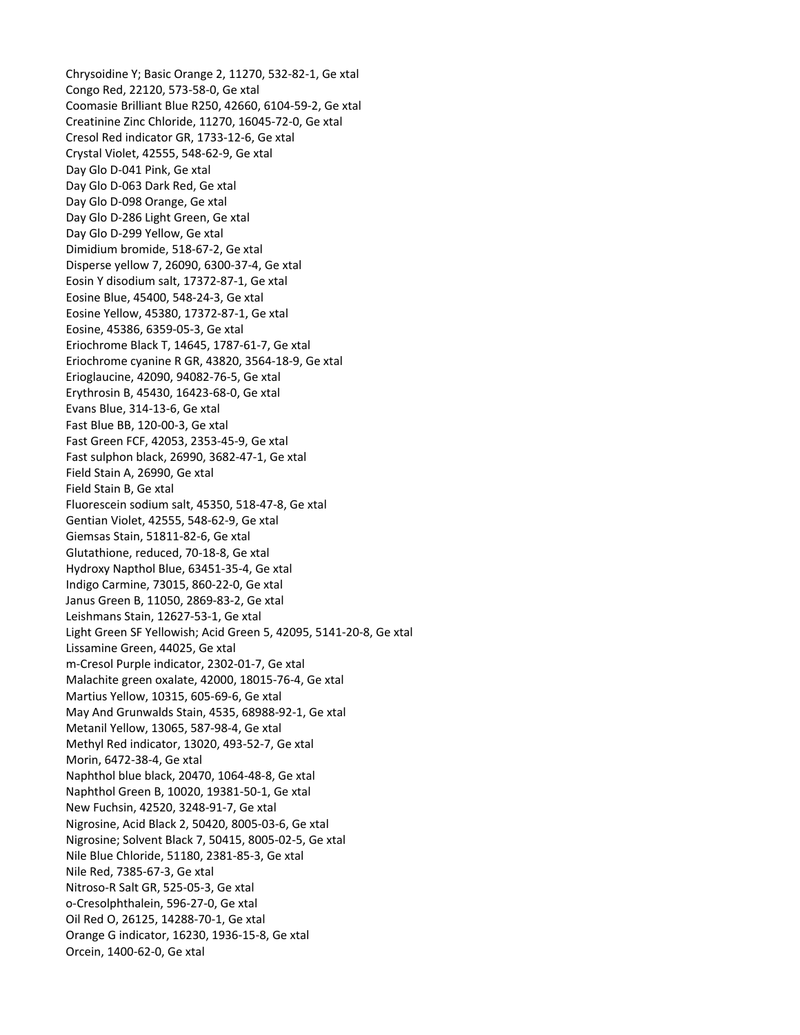Chrysoidine Y; Basic Orange 2, 11270, 532-82-1, Ge xtal
Congo Red, 22120, 573-58-0, Ge xtal
Coomasie Brilliant Blue R250, 42660, 6104-59-2, Ge xtal
Creatinine Zinc Chloride, 11270, 16045-72-0, Ge xtal
Cresol Red indicator GR, 1733-12-6, Ge xtal
Crystal Violet, 42555, 548-62-9, Ge xtal
Day Glo D-041 Pink, Ge xtal
Day Glo D-063 Dark Red, Ge xtal
Day Glo D-098 Orange, Ge xtal
Day Glo D-286 Light Green, Ge xtal
Day Glo D-299 Yellow, Ge xtal
Dimidium bromide, 518-67-2, Ge xtal
Disperse yellow 7, 26090, 6300-37-4, Ge xtal
Eosin Y disodium salt, 17372-87-1, Ge xtal
Eosine Blue, 45400, 548-24-3, Ge xtal
Eosine Yellow, 45380, 17372-87-1, Ge xtal
Eosine, 45386, 6359-05-3, Ge xtal
Eriochrome Black T, 14645, 1787-61-7, Ge xtal
Eriochrome cyanine R GR, 43820, 3564-18-9, Ge xtal
Erioglaucine, 42090, 94082-76-5, Ge xtal
Erythrosin B, 45430, 16423-68-0, Ge xtal
Evans Blue, 314-13-6, Ge xtal
Fast Blue BB, 120-00-3, Ge xtal
Fast Green FCF, 42053, 2353-45-9, Ge xtal
Fast sulphon black, 26990, 3682-47-1, Ge xtal
Field Stain A, 26990, Ge xtal
Field Stain B, Ge xtal
Fluorescein sodium salt, 45350, 518-47-8, Ge xtal
Gentian Violet, 42555, 548-62-9, Ge xtal
Giemsas Stain, 51811-82-6, Ge xtal
Glutathione, reduced, 70-18-8, Ge xtal
Hydroxy Napthol Blue, 63451-35-4, Ge xtal
Indigo Carmine, 73015, 860-22-0, Ge xtal
Janus Green B, 11050, 2869-83-2, Ge xtal
Leishmans Stain, 12627-53-1, Ge xtal
Light Green SF Yellowish; Acid Green 5, 42095, 5141-20-8, Ge xtal
Lissamine Green, 44025, Ge xtal
m-Cresol Purple indicator, 2302-01-7, Ge xtal
Malachite green oxalate, 42000, 18015-76-4, Ge xtal
Martius Yellow, 10315, 605-69-6, Ge xtal
May And Grunwalds Stain, 4535, 68988-92-1, Ge xtal
Metanil Yellow, 13065, 587-98-4, Ge xtal
Methyl Red indicator, 13020, 493-52-7, Ge xtal
Morin, 6472-38-4, Ge xtal
Naphthol blue black, 20470, 1064-48-8, Ge xtal
Naphthol Green B, 10020, 19381-50-1, Ge xtal
New Fuchsin, 42520, 3248-91-7, Ge xtal
Nigrosine, Acid Black 2, 50420, 8005-03-6, Ge xtal
Nigrosine; Solvent Black 7, 50415, 8005-02-5, Ge xtal
Nile Blue Chloride, 51180, 2381-85-3, Ge xtal
Nile Red, 7385-67-3, Ge xtal
Nitroso-R Salt GR, 525-05-3, Ge xtal
o-Cresolphthalein, 596-27-0, Ge xtal
Oil Red O, 26125, 14288-70-1, Ge xtal
Orange G indicator, 16230, 1936-15-8, Ge xtal
Orcein, 1400-62-0, Ge xtal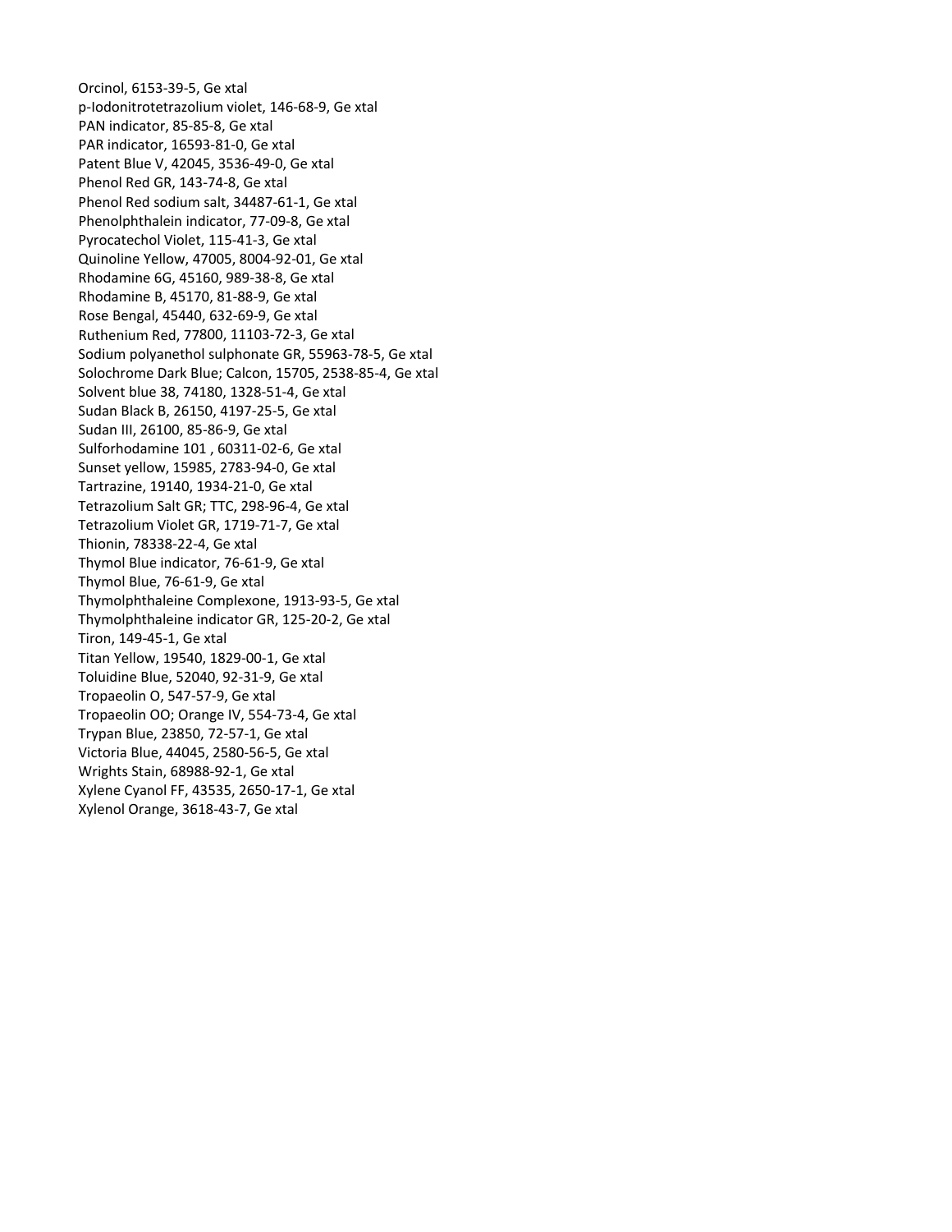Orcinol, 6153-39-5, Ge xtal
p-Iodonitrotetrazolium violet, 146-68-9, Ge xtal
PAN indicator, 85-85-8, Ge xtal
PAR indicator, 16593-81-0, Ge xtal
Patent Blue V, 42045, 3536-49-0, Ge xtal
Phenol Red GR, 143-74-8, Ge xtal
Phenol Red sodium salt, 34487-61-1, Ge xtal
Phenolphthalein indicator, 77-09-8, Ge xtal
Pyrocatechol Violet, 115-41-3, Ge xtal
Quinoline Yellow, 47005, 8004-92-01, Ge xtal
Rhodamine 6G, 45160, 989-38-8, Ge xtal
Rhodamine B, 45170, 81-88-9, Ge xtal
Rose Bengal, 45440, 632-69-9, Ge xtal
Ruthenium Red, 77800, 11103-72-3, Ge xtal
Sodium polyanethol sulphonate GR, 55963-78-5, Ge xtal
Solochrome Dark Blue; Calcon, 15705, 2538-85-4, Ge xtal
Solvent blue 38, 74180, 1328-51-4, Ge xtal
Sudan Black B, 26150, 4197-25-5, Ge xtal
Sudan III, 26100, 85-86-9, Ge xtal
Sulforhodamine 101 , 60311-02-6, Ge xtal
Sunset yellow, 15985, 2783-94-0, Ge xtal
Tartrazine, 19140, 1934-21-0, Ge xtal
Tetrazolium Salt GR; TTC, 298-96-4, Ge xtal
Tetrazolium Violet GR, 1719-71-7, Ge xtal
Thionin, 78338-22-4, Ge xtal
Thymol Blue indicator, 76-61-9, Ge xtal
Thymol Blue, 76-61-9, Ge xtal
Thymolphthaleine Complexone, 1913-93-5, Ge xtal
Thymolphthaleine indicator GR, 125-20-2, Ge xtal
Tiron, 149-45-1, Ge xtal
Titan Yellow, 19540, 1829-00-1, Ge xtal
Toluidine Blue, 52040, 92-31-9, Ge xtal
Tropaeolin O, 547-57-9, Ge xtal
Tropaeolin OO; Orange IV, 554-73-4, Ge xtal
Trypan Blue, 23850, 72-57-1, Ge xtal
Victoria Blue, 44045, 2580-56-5, Ge xtal
Wrights Stain, 68988-92-1, Ge xtal
Xylene Cyanol FF, 43535, 2650-17-1, Ge xtal
Xylenol Orange, 3618-43-7, Ge xtal